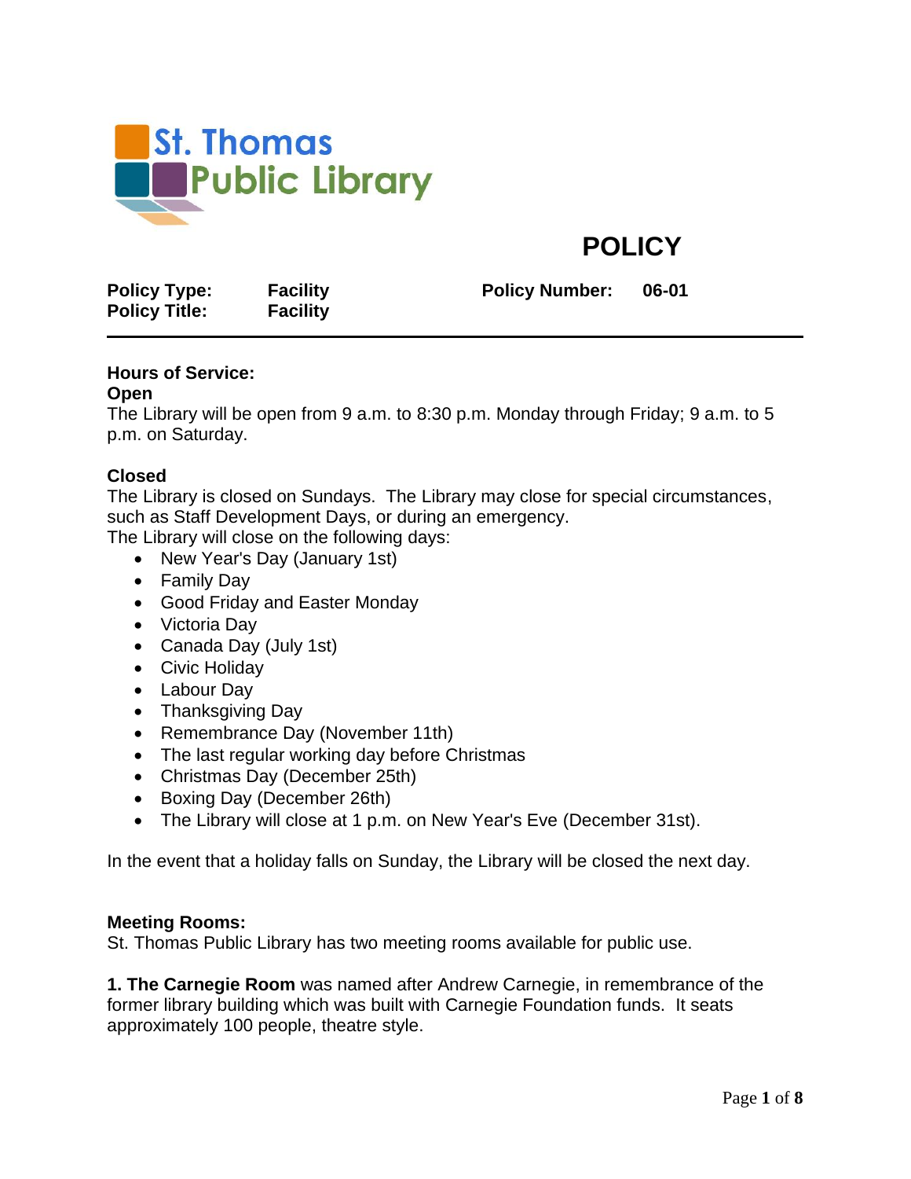St. Thomas Public Library

# POLICY

| | | | |
|---|---|---|---|
| **Policy Type:** | **Facility** | **Policy Number:** | **06-01** |
| **Policy Title:** | **Facility** | | |

---

**Hours of Service:**

**Open**

The Library will be open from 9 a.m. to 8:30 p.m. Monday through Friday; 9 a.m. to 5 p.m. on Saturday.

**Closed**

The Library is closed on Sundays. The Library may close for special circumstances, such as Staff Development Days, or during an emergency.

The Library will close on the following days:

- New Year's Day (January 1st)
- Family Day
- Good Friday and Easter Monday
- Victoria Day
- Canada Day (July 1st)
- Civic Holiday
- Labour Day
- Thanksgiving Day
- Remembrance Day (November 11th)
- The last regular working day before Christmas
- Christmas Day (December 25th)
- Boxing Day (December 26th)
- The Library will close at 1 p.m. on New Year's Eve (December 31st).

In the event that a holiday falls on Sunday, the Library will be closed the next day.

**Meeting Rooms:**

St. Thomas Public Library has two meeting rooms available for public use.

**1. The Carnegie Room** was named after Andrew Carnegie, in remembrance of the former library building which was built with Carnegie Foundation funds. It seats approximately 100 people, theatre style.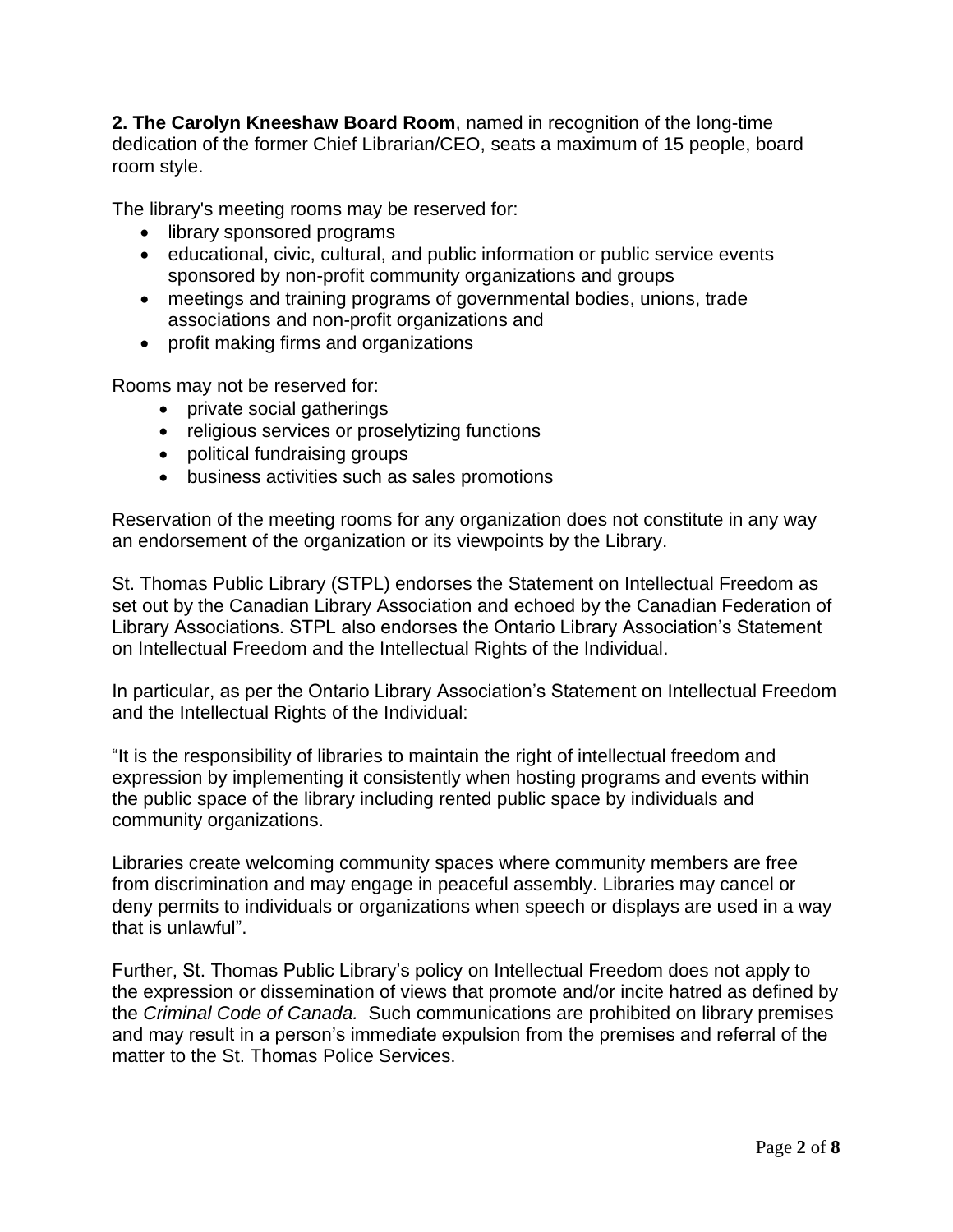**2. The Carolyn Kneeshaw Board Room**, named in recognition of the long-time dedication of the former Chief Librarian/CEO, seats a maximum of 15 people, board room style.

The library's meeting rooms may be reserved for:

- library sponsored programs
- educational, civic, cultural, and public information or public service events sponsored by non-profit community organizations and groups
- meetings and training programs of governmental bodies, unions, trade associations and non-profit organizations and
- profit making firms and organizations

Rooms may not be reserved for:

- private social gatherings
- religious services or proselytizing functions
- political fundraising groups
- business activities such as sales promotions

Reservation of the meeting rooms for any organization does not constitute in any way an endorsement of the organization or its viewpoints by the Library.

St. Thomas Public Library (STPL) endorses the Statement on Intellectual Freedom as set out by the Canadian Library Association and echoed by the Canadian Federation of Library Associations. STPL also endorses the Ontario Library Association's Statement on Intellectual Freedom and the Intellectual Rights of the Individual.

In particular, as per the Ontario Library Association's Statement on Intellectual Freedom and the Intellectual Rights of the Individual:

"It is the responsibility of libraries to maintain the right of intellectual freedom and expression by implementing it consistently when hosting programs and events within the public space of the library including rented public space by individuals and community organizations.

Libraries create welcoming community spaces where community members are free from discrimination and may engage in peaceful assembly. Libraries may cancel or deny permits to individuals or organizations when speech or displays are used in a way that is unlawful".

Further, St. Thomas Public Library's policy on Intellectual Freedom does not apply to the expression or dissemination of views that promote and/or incite hatred as defined by the *Criminal Code of Canada.* Such communications are prohibited on library premises and may result in a person's immediate expulsion from the premises and referral of the matter to the St. Thomas Police Services.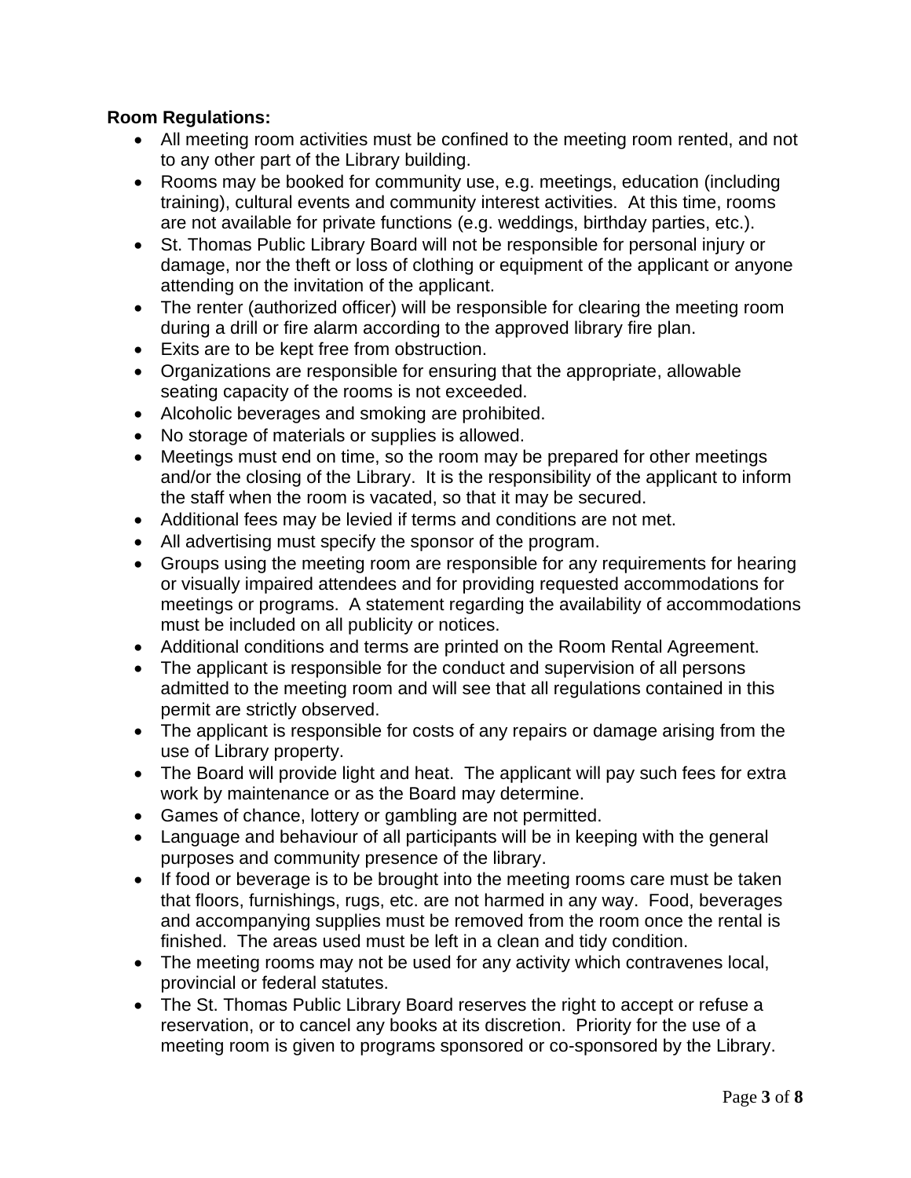**Room Regulations:**

- All meeting room activities must be confined to the meeting room rented, and not to any other part of the Library building.
- Rooms may be booked for community use, e.g. meetings, education (including training), cultural events and community interest activities. At this time, rooms are not available for private functions (e.g. weddings, birthday parties, etc.).
- St. Thomas Public Library Board will not be responsible for personal injury or damage, nor the theft or loss of clothing or equipment of the applicant or anyone attending on the invitation of the applicant.
- The renter (authorized officer) will be responsible for clearing the meeting room during a drill or fire alarm according to the approved library fire plan.
- Exits are to be kept free from obstruction.
- Organizations are responsible for ensuring that the appropriate, allowable seating capacity of the rooms is not exceeded.
- Alcoholic beverages and smoking are prohibited.
- No storage of materials or supplies is allowed.
- Meetings must end on time, so the room may be prepared for other meetings and/or the closing of the Library. It is the responsibility of the applicant to inform the staff when the room is vacated, so that it may be secured.
- Additional fees may be levied if terms and conditions are not met.
- All advertising must specify the sponsor of the program.
- Groups using the meeting room are responsible for any requirements for hearing or visually impaired attendees and for providing requested accommodations for meetings or programs. A statement regarding the availability of accommodations must be included on all publicity or notices.
- Additional conditions and terms are printed on the Room Rental Agreement.
- The applicant is responsible for the conduct and supervision of all persons admitted to the meeting room and will see that all regulations contained in this permit are strictly observed.
- The applicant is responsible for costs of any repairs or damage arising from the use of Library property.
- The Board will provide light and heat. The applicant will pay such fees for extra work by maintenance or as the Board may determine.
- Games of chance, lottery or gambling are not permitted.
- Language and behaviour of all participants will be in keeping with the general purposes and community presence of the library.
- If food or beverage is to be brought into the meeting rooms care must be taken that floors, furnishings, rugs, etc. are not harmed in any way. Food, beverages and accompanying supplies must be removed from the room once the rental is finished. The areas used must be left in a clean and tidy condition.
- The meeting rooms may not be used for any activity which contravenes local, provincial or federal statutes.
- The St. Thomas Public Library Board reserves the right to accept or refuse a reservation, or to cancel any books at its discretion. Priority for the use of a meeting room is given to programs sponsored or co-sponsored by the Library.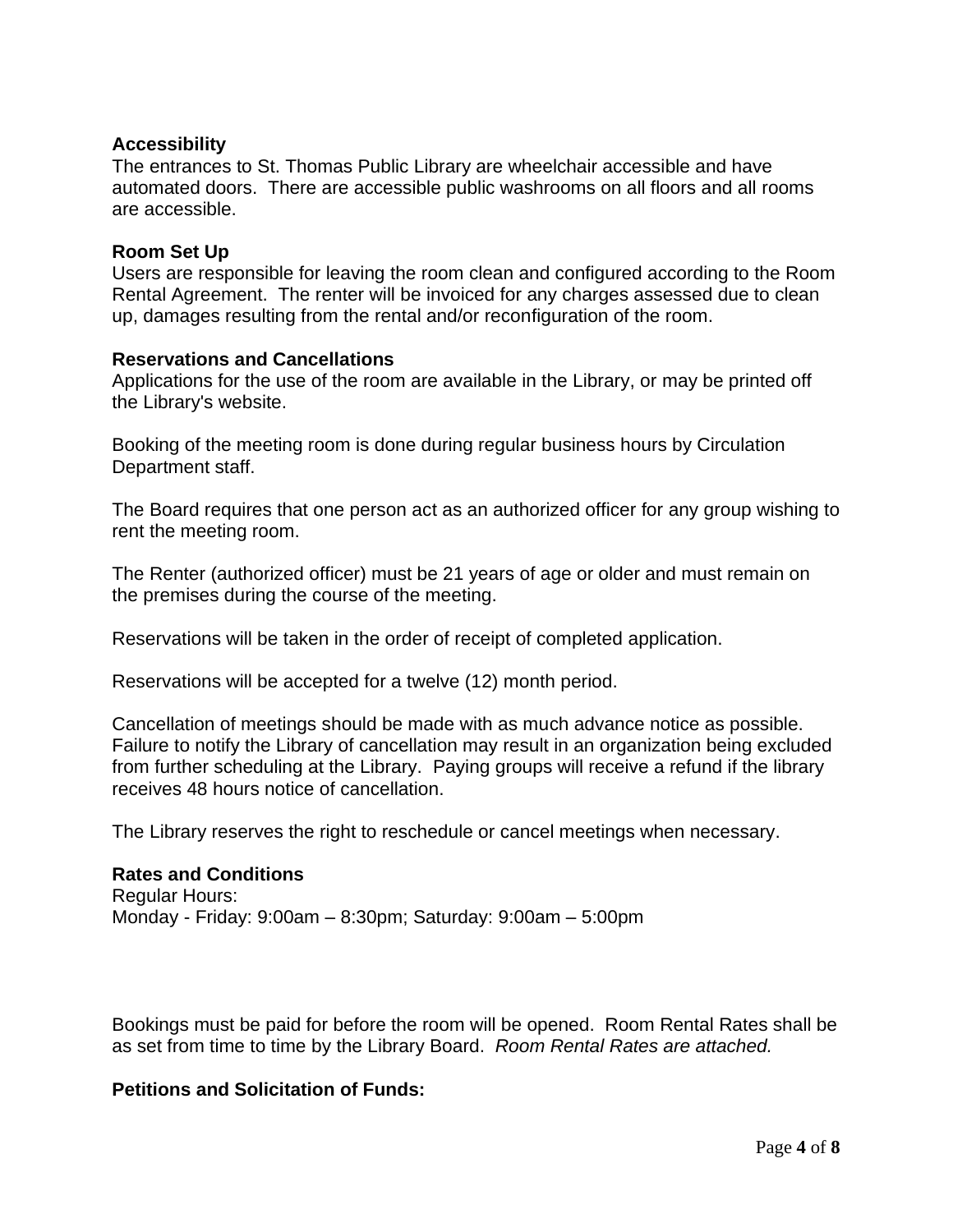**Accessibility**
The entrances to St. Thomas Public Library are wheelchair accessible and have automated doors. There are accessible public washrooms on all floors and all rooms are accessible.

**Room Set Up**
Users are responsible for leaving the room clean and configured according to the Room Rental Agreement. The renter will be invoiced for any charges assessed due to clean up, damages resulting from the rental and/or reconfiguration of the room.

**Reservations and Cancellations**
Applications for the use of the room are available in the Library, or may be printed off the Library's website.

Booking of the meeting room is done during regular business hours by Circulation Department staff.

The Board requires that one person act as an authorized officer for any group wishing to rent the meeting room.

The Renter (authorized officer) must be 21 years of age or older and must remain on the premises during the course of the meeting.

Reservations will be taken in the order of receipt of completed application.

Reservations will be accepted for a twelve (12) month period.

Cancellation of meetings should be made with as much advance notice as possible. Failure to notify the Library of cancellation may result in an organization being excluded from further scheduling at the Library. Paying groups will receive a refund if the library receives 48 hours notice of cancellation.

The Library reserves the right to reschedule or cancel meetings when necessary.

**Rates and Conditions**
Regular Hours:
Monday - Friday: 9:00am – 8:30pm; Saturday: 9:00am – 5:00pm

Bookings must be paid for before the room will be opened. Room Rental Rates shall be as set from time to time by the Library Board. *Room Rental Rates are attached.*

**Petitions and Solicitation of Funds:**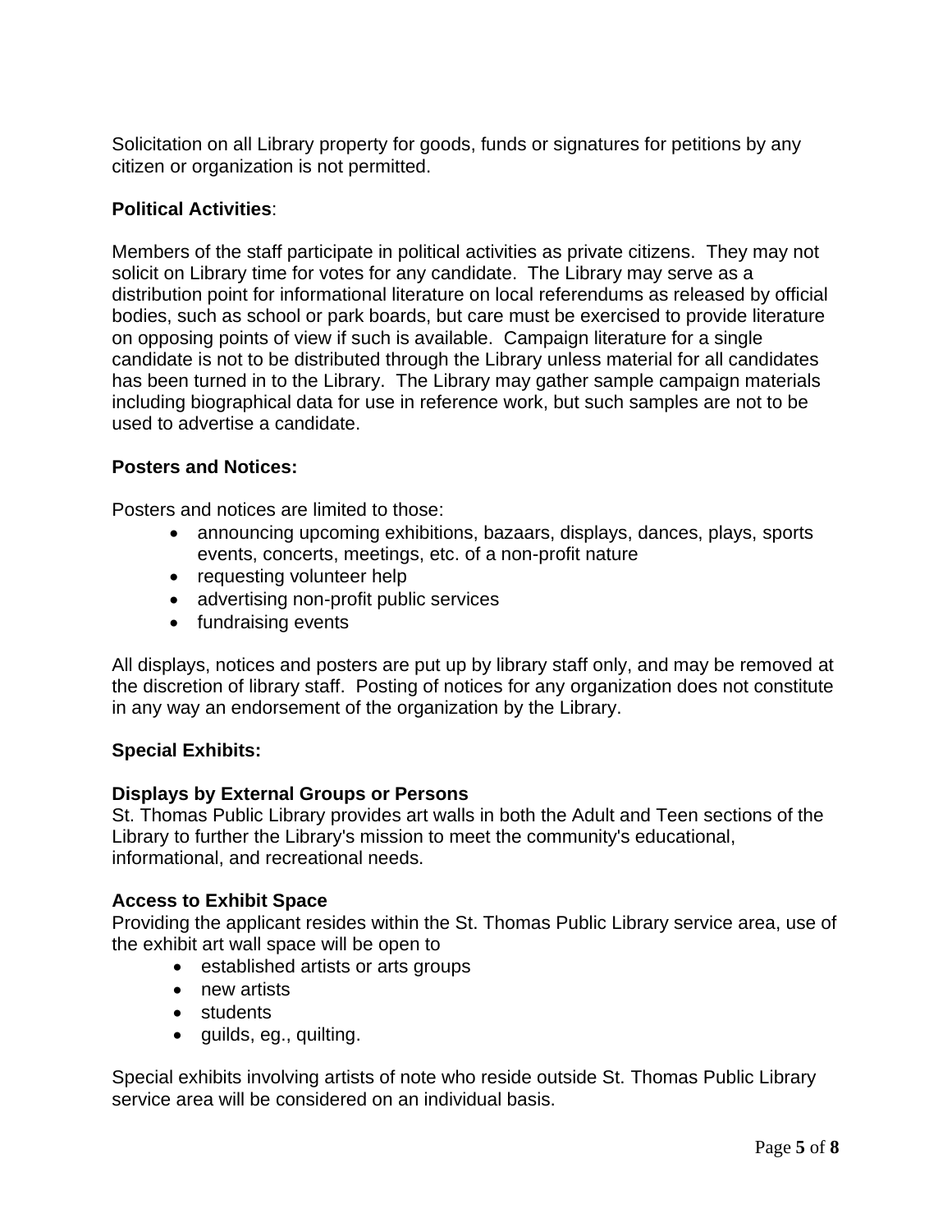Solicitation on all Library property for goods, funds or signatures for petitions by any citizen or organization is not permitted.

**Political Activities**:

Members of the staff participate in political activities as private citizens. They may not solicit on Library time for votes for any candidate. The Library may serve as a distribution point for informational literature on local referendums as released by official bodies, such as school or park boards, but care must be exercised to provide literature on opposing points of view if such is available. Campaign literature for a single candidate is not to be distributed through the Library unless material for all candidates has been turned in to the Library. The Library may gather sample campaign materials including biographical data for use in reference work, but such samples are not to be used to advertise a candidate.

**Posters and Notices:**

Posters and notices are limited to those:

- announcing upcoming exhibitions, bazaars, displays, dances, plays, sports events, concerts, meetings, etc. of a non-profit nature
- requesting volunteer help
- advertising non-profit public services
- fundraising events

All displays, notices and posters are put up by library staff only, and may be removed at the discretion of library staff. Posting of notices for any organization does not constitute in any way an endorsement of the organization by the Library.

**Special Exhibits:**

**Displays by External Groups or Persons**
St. Thomas Public Library provides art walls in both the Adult and Teen sections of the Library to further the Library's mission to meet the community's educational, informational, and recreational needs.

**Access to Exhibit Space**
Providing the applicant resides within the St. Thomas Public Library service area, use of the exhibit art wall space will be open to

- established artists or arts groups
- new artists
- students
- guilds, eg., quilting.

Special exhibits involving artists of note who reside outside St. Thomas Public Library service area will be considered on an individual basis.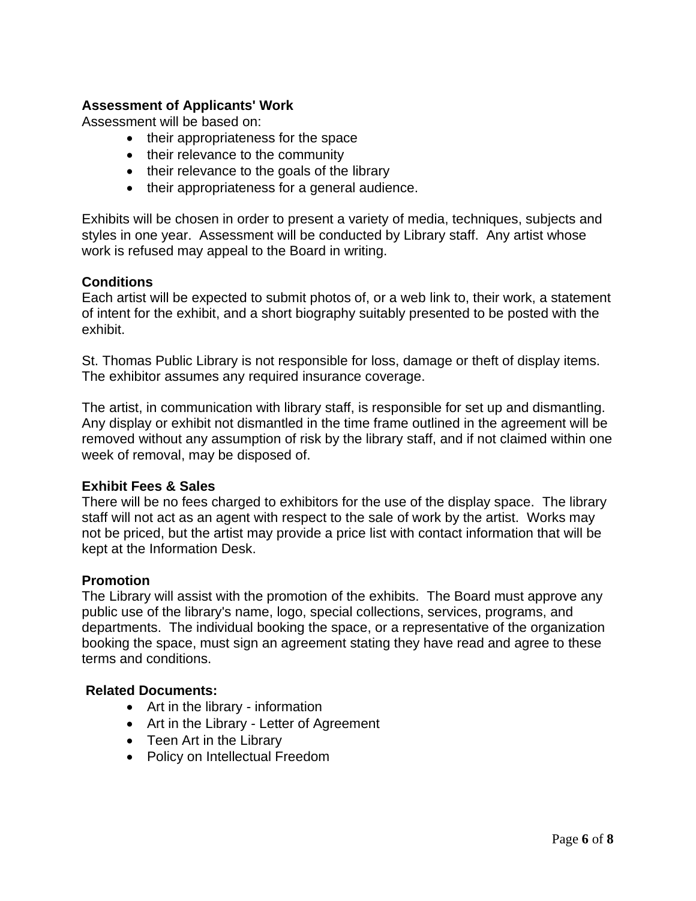**Assessment of Applicants' Work**

Assessment will be based on:

- their appropriateness for the space
- their relevance to the community
- their relevance to the goals of the library
- their appropriateness for a general audience.

Exhibits will be chosen in order to present a variety of media, techniques, subjects and styles in one year. Assessment will be conducted by Library staff. Any artist whose work is refused may appeal to the Board in writing.

**Conditions**

Each artist will be expected to submit photos of, or a web link to, their work, a statement of intent for the exhibit, and a short biography suitably presented to be posted with the exhibit.

St. Thomas Public Library is not responsible for loss, damage or theft of display items. The exhibitor assumes any required insurance coverage.

The artist, in communication with library staff, is responsible for set up and dismantling. Any display or exhibit not dismantled in the time frame outlined in the agreement will be removed without any assumption of risk by the library staff, and if not claimed within one week of removal, may be disposed of.

**Exhibit Fees & Sales**

There will be no fees charged to exhibitors for the use of the display space. The library staff will not act as an agent with respect to the sale of work by the artist. Works may not be priced, but the artist may provide a price list with contact information that will be kept at the Information Desk.

**Promotion**

The Library will assist with the promotion of the exhibits. The Board must approve any public use of the library's name, logo, special collections, services, programs, and departments. The individual booking the space, or a representative of the organization booking the space, must sign an agreement stating they have read and agree to these terms and conditions.

**Related Documents:**

- Art in the library - information
- Art in the Library - Letter of Agreement
- Teen Art in the Library
- Policy on Intellectual Freedom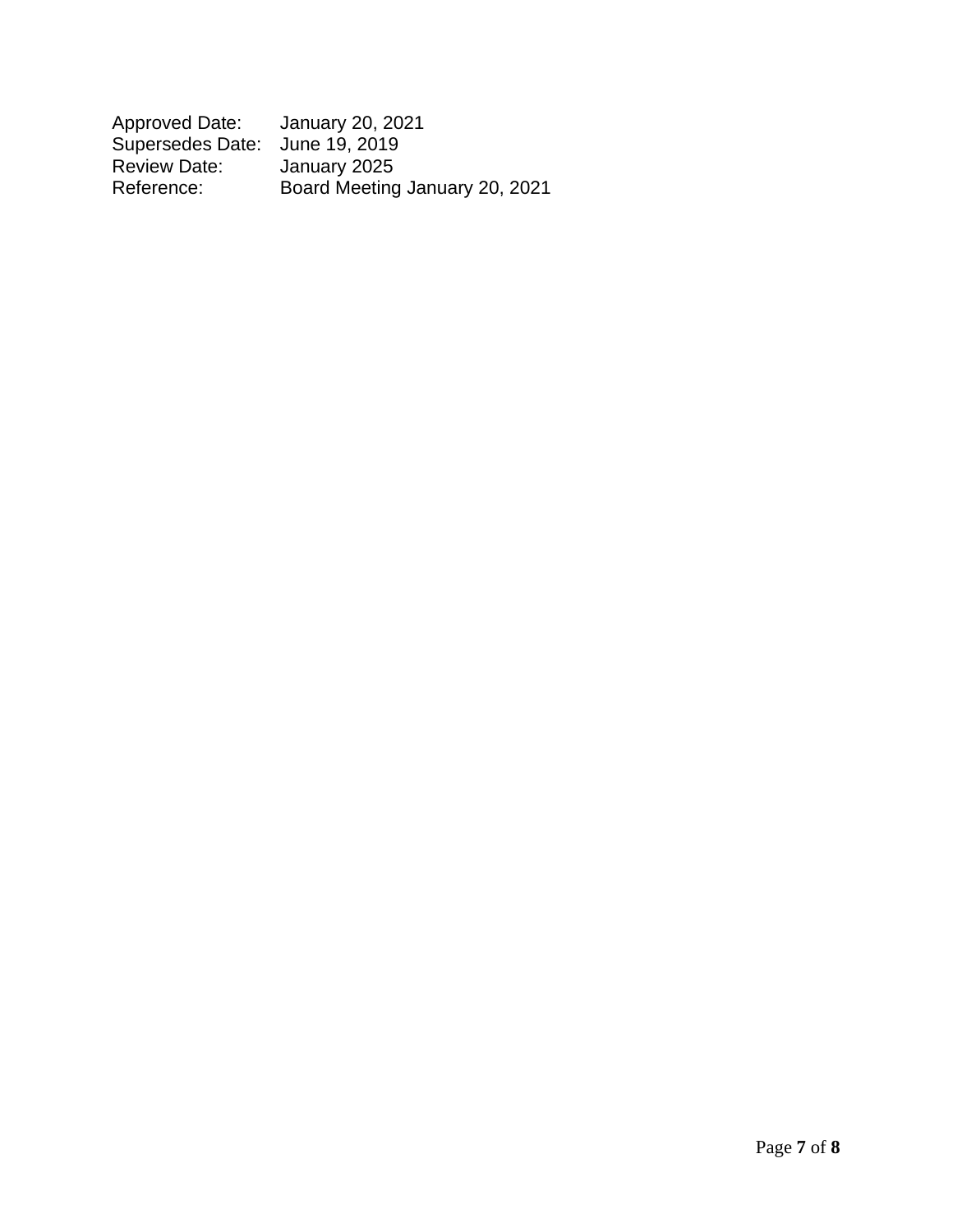Approved Date: January 20, 2021
Supersedes Date: June 19, 2019
Review Date: January 2025
Reference: Board Meeting January 20, 2021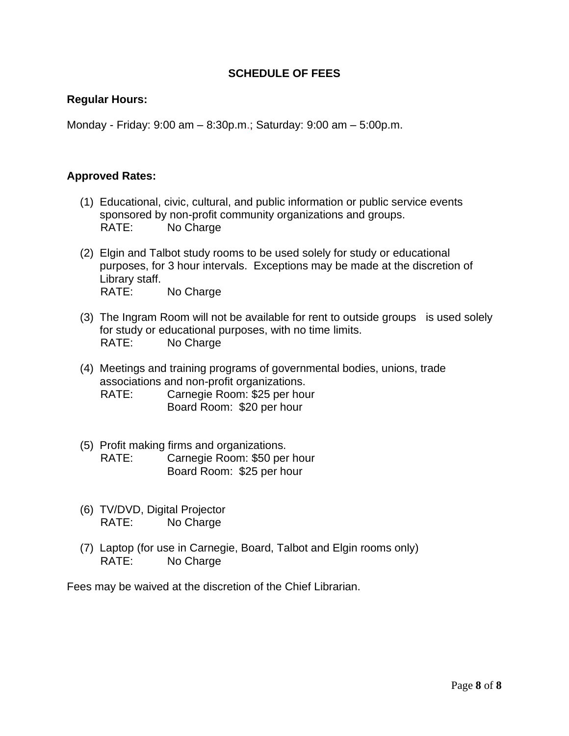## SCHEDULE OF FEES

**Regular Hours:**

Monday - Friday: 9:00 am – 8:30p.m.; Saturday: 9:00 am – 5:00p.m.

**Approved Rates:**

(1) Educational, civic, cultural, and public information or public service events sponsored by non-profit community organizations and groups.
RATE: No Charge

(2) Elgin and Talbot study rooms to be used solely for study or educational purposes, for 3 hour intervals. Exceptions may be made at the discretion of Library staff.
RATE: No Charge

(3) The Ingram Room will not be available for rent to outside groups is used solely for study or educational purposes, with no time limits.
RATE: No Charge

(4) Meetings and training programs of governmental bodies, unions, trade associations and non-profit organizations.
RATE: Carnegie Room: $25 per hour
Board Room: $20 per hour

(5) Profit making firms and organizations.
RATE: Carnegie Room: $50 per hour
Board Room: $25 per hour

(6) TV/DVD, Digital Projector
RATE: No Charge

(7) Laptop (for use in Carnegie, Board, Talbot and Elgin rooms only)
RATE: No Charge

Fees may be waived at the discretion of the Chief Librarian.